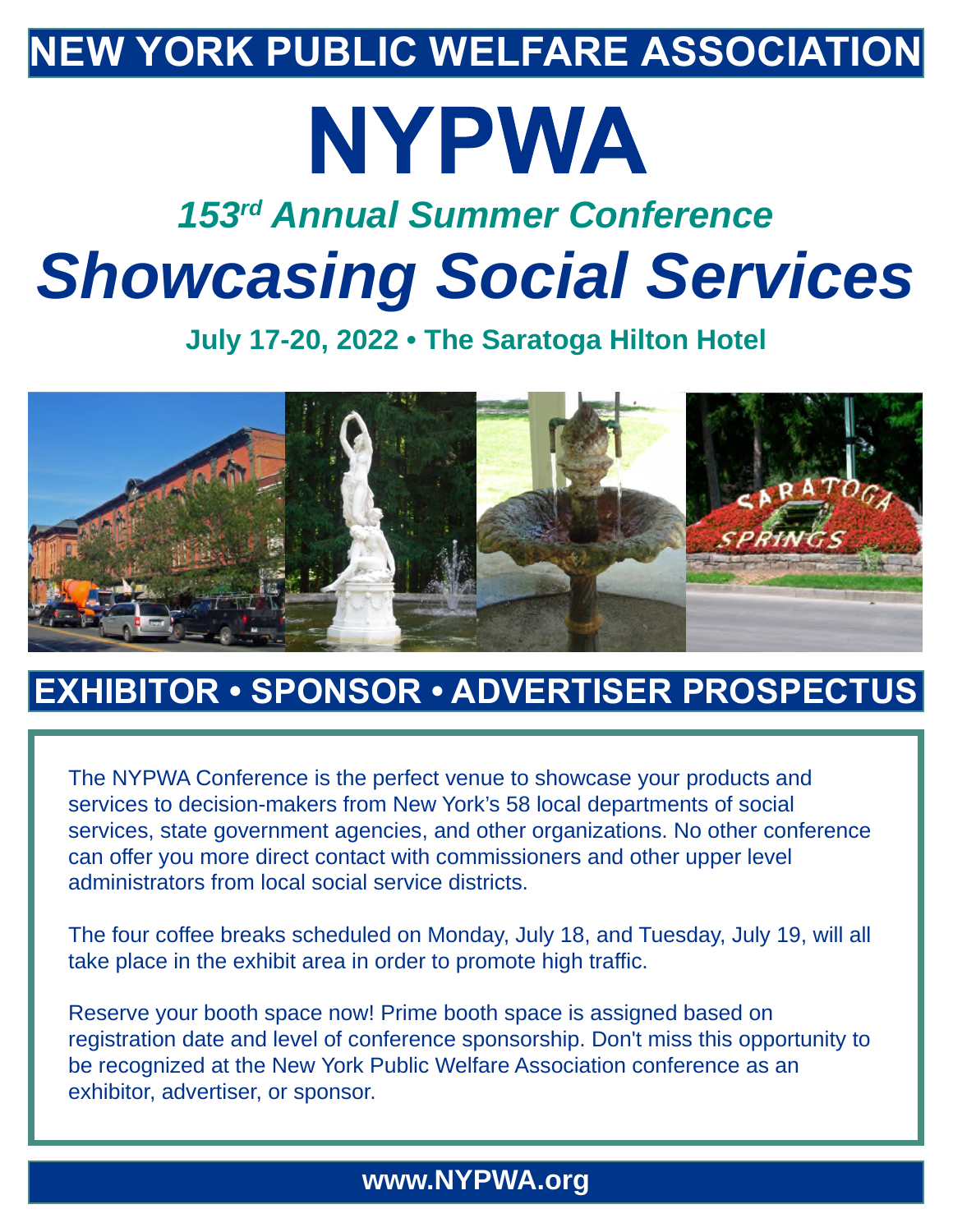# NEW YORK PUBLIC WELFARE ASSOCIATION

# NYPWA

## *153rd Annual Summer Conference*

# *Showcasing Social Services*

**July 17-20, 2022 • The Saratoga Hilton Hotel**

## EXHIBITOR • SPONSOR • ADVERTISER PROSPECTUS

The NYPWA Conference is the perfect venue to showcase your products and services to decision-makers from New York's 58 local departments of social services, state government agencies, and other organizations. No other conference can offer you more direct contact with commissioners and other upper level administrators from local social service districts.

The four coffee breaks scheduled on Monday, July 18, and Tuesday, July 19, will all take place in the exhibit area in order to promote high traffic.

Reserve your booth space now! Prime booth space is assigned based on registration date and level of conference sponsorship. Don't miss this opportunity to be recognized at the New York Public Welfare Association conference as an exhibitor, advertiser, or sponsor.

**www.NYPWA.org**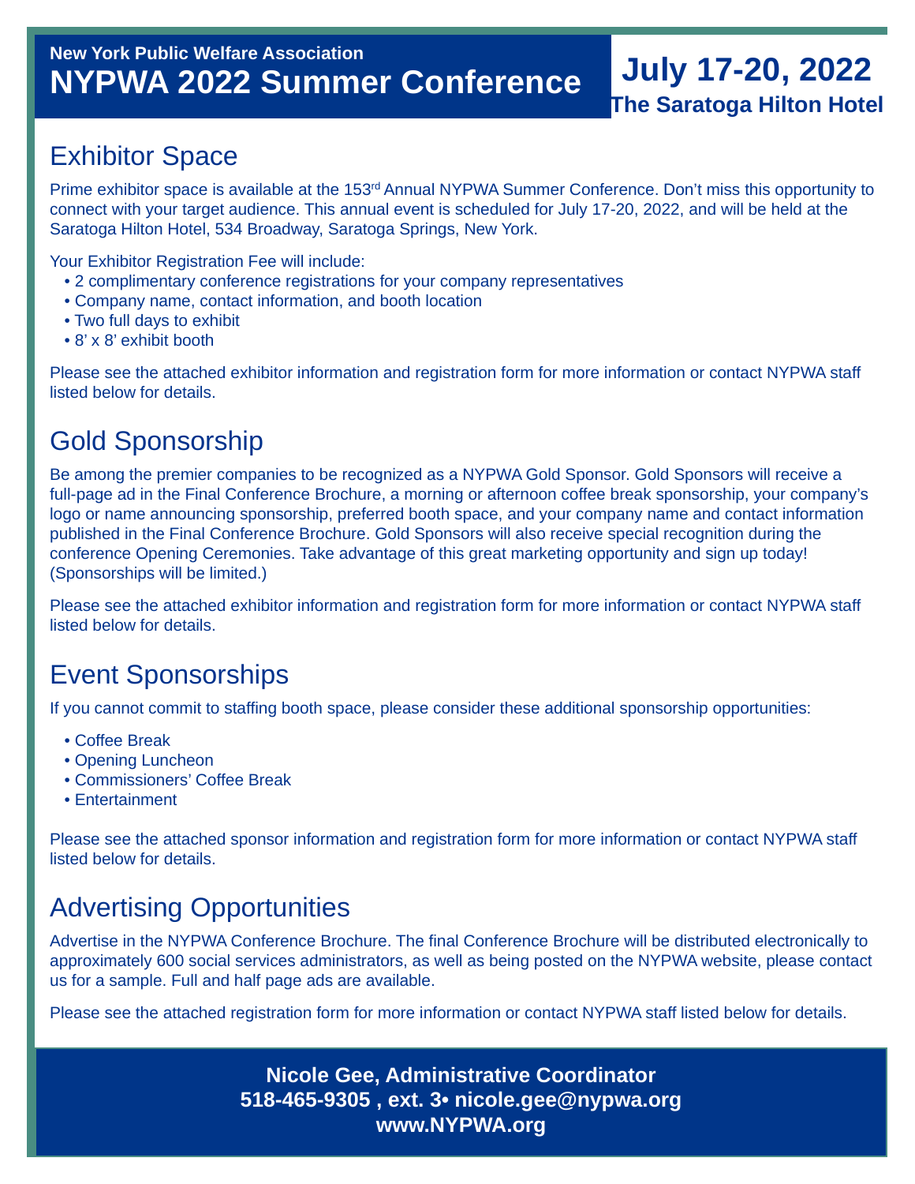New York Public Welfare Association

# NYPWA 2022 Summer Conference

**July 17-20, 2022**

**The Saratoga Hilton Hotel**

## Exhibitor Space

Prime exhibitor space is available at the 153rd Annual NYPWA Summer Conference. Don't miss this opportunity to connect with your target audience. This annual event is scheduled for July 17-20, 2022, and will be held at the Saratoga Hilton Hotel, 534 Broadway, Saratoga Springs, New York.

Your Exhibitor Registration Fee will include:

- 2 complimentary conference registrations for your company representatives
- Company name, contact information, and booth location
- Two full days to exhibit
- 8' x 8' exhibit booth

Please see the attached exhibitor information and registration form for more information or contact NYPWA staff listed below for details.

## Gold Sponsorship

Be among the premier companies to be recognized as a NYPWA Gold Sponsor. Gold Sponsors will receive a full-page ad in the Final Conference Brochure, a morning or afternoon coffee break sponsorship, your company's logo or name announcing sponsorship, preferred booth space, and your company name and contact information published in the Final Conference Brochure. Gold Sponsors will also receive special recognition during the conference Opening Ceremonies. Take advantage of this great marketing opportunity and sign up today! (Sponsorships will be limited.)

Please see the attached exhibitor information and registration form for more information or contact NYPWA staff listed below for details.

## Event Sponsorships

If you cannot commit to staffing booth space, please consider these additional sponsorship opportunities:

- Coffee Break
- Opening Luncheon
- Commissioners' Coffee Break
- Entertainment

Please see the attached sponsor information and registration form for more information or contact NYPWA staff listed below for details.

## Advertising Opportunities

Advertise in the NYPWA Conference Brochure. The final Conference Brochure will be distributed electronically to approximately 600 social services administrators, as well as being posted on the NYPWA website, please contact us for a sample. Full and half page ads are available.

Please see the attached registration form for more information or contact NYPWA staff listed below for details.

**Nicole Gee, Administrative Coordinator**
**518-465-9305 , ext. 3• nicole.gee@nypwa.org**
**www.NYPWA.org**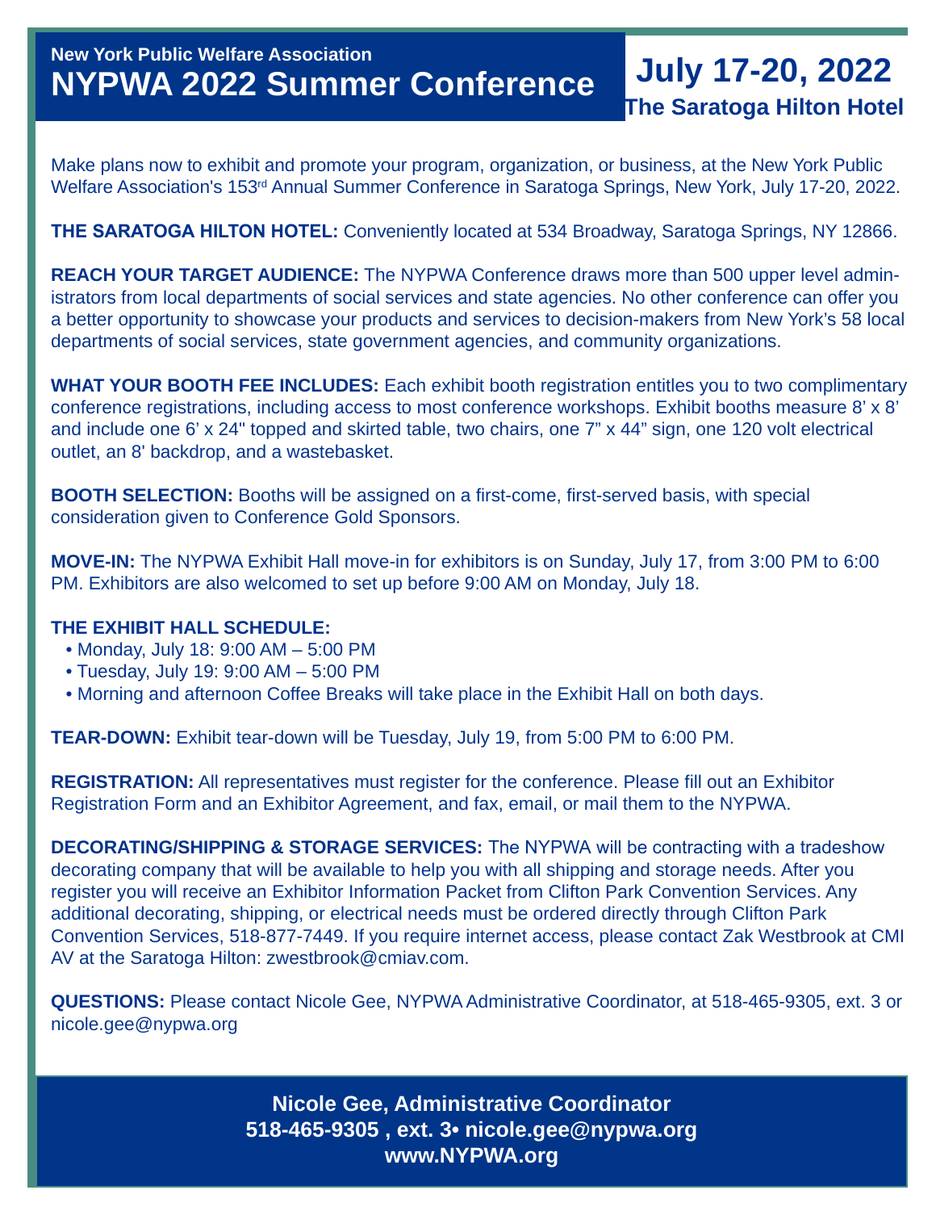New York Public Welfare Association

# NYPWA 2022 Summer Conference

## July 17-20, 2022

### The Saratoga Hilton Hotel

Make plans now to exhibit and promote your program, organization, or business, at the New York Public Welfare Association's 153rd Annual Summer Conference in Saratoga Springs, New York, July 17-20, 2022.

**THE SARATOGA HILTON HOTEL:** Conveniently located at 534 Broadway, Saratoga Springs, NY 12866.

**REACH YOUR TARGET AUDIENCE:** The NYPWA Conference draws more than 500 upper level administrators from local departments of social services and state agencies. No other conference can offer you a better opportunity to showcase your products and services to decision-makers from New York's 58 local departments of social services, state government agencies, and community organizations.

**WHAT YOUR BOOTH FEE INCLUDES:** Each exhibit booth registration entitles you to two complimentary conference registrations, including access to most conference workshops. Exhibit booths measure 8' x 8' and include one 6' x 24" topped and skirted table, two chairs, one 7" x 44" sign, one 120 volt electrical outlet, an 8' backdrop, and a wastebasket.

**BOOTH SELECTION:** Booths will be assigned on a first-come, first-served basis, with special consideration given to Conference Gold Sponsors.

**MOVE-IN:** The NYPWA Exhibit Hall move-in for exhibitors is on Sunday, July 17, from 3:00 PM to 6:00 PM. Exhibitors are also welcomed to set up before 9:00 AM on Monday, July 18.

**THE EXHIBIT HALL SCHEDULE:**

- Monday, July 18: 9:00 AM – 5:00 PM
- Tuesday, July 19: 9:00 AM – 5:00 PM
- Morning and afternoon Coffee Breaks will take place in the Exhibit Hall on both days.

**TEAR-DOWN:** Exhibit tear-down will be Tuesday, July 19, from 5:00 PM to 6:00 PM.

**REGISTRATION:** All representatives must register for the conference. Please fill out an Exhibitor Registration Form and an Exhibitor Agreement, and fax, email, or mail them to the NYPWA.

**DECORATING/SHIPPING & STORAGE SERVICES:** The NYPWA will be contracting with a tradeshow decorating company that will be available to help you with all shipping and storage needs. After you register you will receive an Exhibitor Information Packet from Clifton Park Convention Services. Any additional decorating, shipping, or electrical needs must be ordered directly through Clifton Park Convention Services, 518-877-7449. If you require internet access, please contact Zak Westbrook at CMI AV at the Saratoga Hilton: zwestbrook@cmiav.com.

**QUESTIONS:** Please contact Nicole Gee, NYPWA Administrative Coordinator, at 518-465-9305, ext. 3 or nicole.gee@nypwa.org

**Nicole Gee, Administrative Coordinator**
**518-465-9305 , ext. 3• nicole.gee@nypwa.org**
**www.NYPWA.org**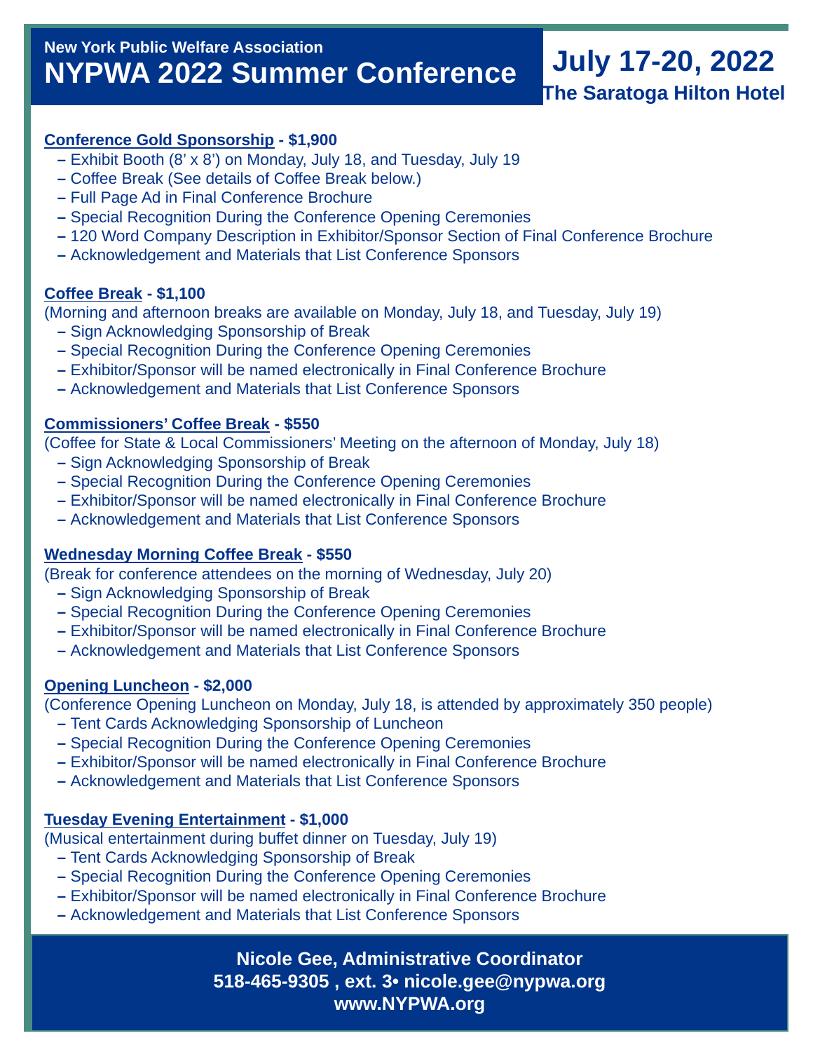New York Public Welfare Association

# NYPWA 2022 Summer Conference

## July 17-20, 2022

**The Saratoga Hilton Hotel**

**Conference Gold Sponsorship - $1,900**

- Exhibit Booth (8' x 8') on Monday, July 18, and Tuesday, July 19
- Coffee Break (See details of Coffee Break below.)
- Full Page Ad in Final Conference Brochure
- Special Recognition During the Conference Opening Ceremonies
- 120 Word Company Description in Exhibitor/Sponsor Section of Final Conference Brochure
- Acknowledgement and Materials that List Conference Sponsors

**Coffee Break - $1,100**

(Morning and afternoon breaks are available on Monday, July 18, and Tuesday, July 19)

- Sign Acknowledging Sponsorship of Break
- Special Recognition During the Conference Opening Ceremonies
- Exhibitor/Sponsor will be named electronically in Final Conference Brochure
- Acknowledgement and Materials that List Conference Sponsors

**Commissioners' Coffee Break - $550**

(Coffee for State & Local Commissioners' Meeting on the afternoon of Monday, July 18)

- Sign Acknowledging Sponsorship of Break
- Special Recognition During the Conference Opening Ceremonies
- Exhibitor/Sponsor will be named electronically in Final Conference Brochure
- Acknowledgement and Materials that List Conference Sponsors

**Wednesday Morning Coffee Break - $550**

(Break for conference attendees on the morning of Wednesday, July 20)

- Sign Acknowledging Sponsorship of Break
- Special Recognition During the Conference Opening Ceremonies
- Exhibitor/Sponsor will be named electronically in Final Conference Brochure
- Acknowledgement and Materials that List Conference Sponsors

**Opening Luncheon - $2,000**

(Conference Opening Luncheon on Monday, July 18, is attended by approximately 350 people)

- Tent Cards Acknowledging Sponsorship of Luncheon
- Special Recognition During the Conference Opening Ceremonies
- Exhibitor/Sponsor will be named electronically in Final Conference Brochure
- Acknowledgement and Materials that List Conference Sponsors

**Tuesday Evening Entertainment - $1,000**

(Musical entertainment during buffet dinner on Tuesday, July 19)

- Tent Cards Acknowledging Sponsorship of Break
- Special Recognition During the Conference Opening Ceremonies
- Exhibitor/Sponsor will be named electronically in Final Conference Brochure
- Acknowledgement and Materials that List Conference Sponsors

**Nicole Gee, Administrative Coordinator**
**518-465-9305 , ext. 3• nicole.gee@nypwa.org**
**www.NYPWA.org**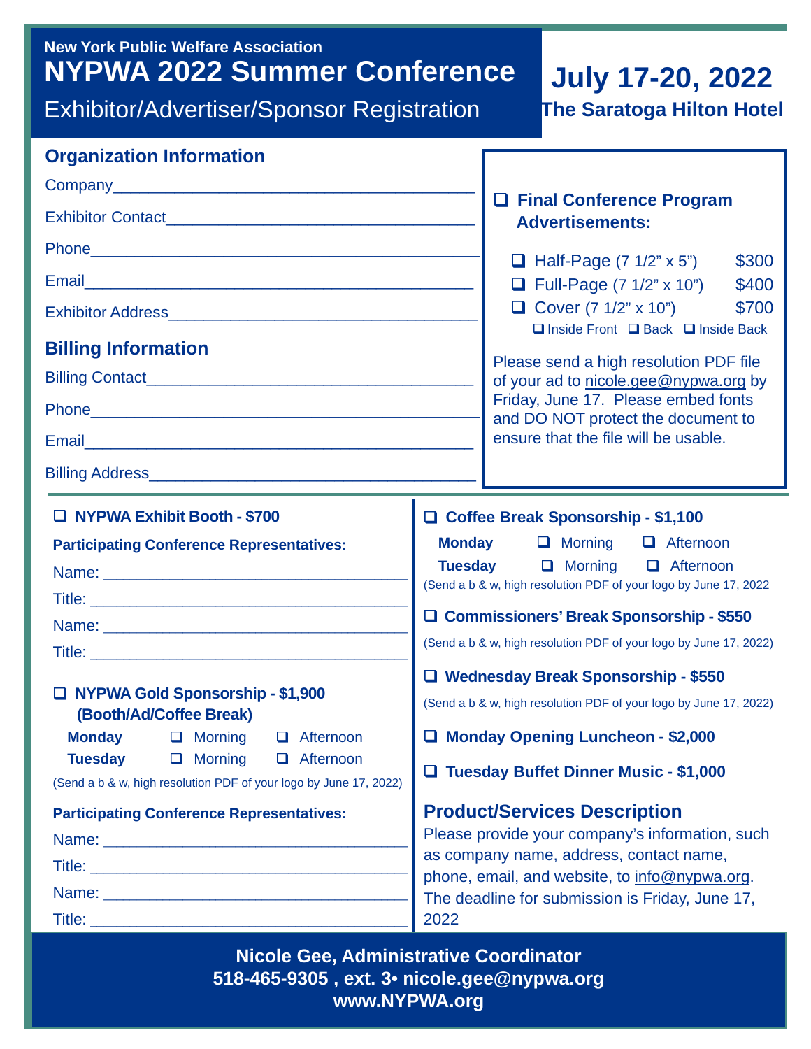New York Public Welfare Association

# NYPWA 2022 Summer Conference

Exhibitor/Advertiser/Sponsor Registration

## July 17-20, 2022

**The Saratoga Hilton Hotel**

## Organization Information

Company\_\_\_\_\_\_\_\_\_\_\_\_\_\_\_\_\_\_\_\_\_\_\_\_\_\_\_\_\_\_\_\_\_\_\_\_\_\_\_\_

Exhibitor Contact\_\_\_\_\_\_\_\_\_\_\_\_\_\_\_\_\_\_\_\_\_\_\_\_\_\_\_\_\_\_\_\_\_\_

Phone\_\_\_\_\_\_\_\_\_\_\_\_\_\_\_\_\_\_\_\_\_\_\_\_\_\_\_\_\_\_\_\_\_\_\_\_\_\_\_\_\_\_\_

Email\_\_\_\_\_\_\_\_\_\_\_\_\_\_\_\_\_\_\_\_\_\_\_\_\_\_\_\_\_\_\_\_\_\_\_\_\_\_\_\_\_\_\_\_

Exhibitor Address\_\_\_\_\_\_\_\_\_\_\_\_\_\_\_\_\_\_\_\_\_\_\_\_\_\_\_\_\_\_\_\_\_\_

## Billing Information

Billing Contact\_\_\_\_\_\_\_\_\_\_\_\_\_\_\_\_\_\_\_\_\_\_\_\_\_\_\_\_\_\_\_\_\_\_\_\_

Phone\_\_\_\_\_\_\_\_\_\_\_\_\_\_\_\_\_\_\_\_\_\_\_\_\_\_\_\_\_\_\_\_\_\_\_\_\_\_\_\_\_\_\_

Email\_\_\_\_\_\_\_\_\_\_\_\_\_\_\_\_\_\_\_\_\_\_\_\_\_\_\_\_\_\_\_\_\_\_\_\_\_\_\_\_\_\_\_\_

Billing Address\_\_\_\_\_\_\_\_\_\_\_\_\_\_\_\_\_\_\_\_\_\_\_\_\_\_\_\_\_\_\_\_\_\_\_\_

### ❑ Final Conference Program Advertisements:

- ❑ Half-Page (7 1/2" x 5") $300
- ❑ Full-Page (7 1/2" x 10") $400
- ❑ Cover (7 1/2" x 10") $700
  - ❑ Inside Front ❑ Back ❑ Inside Back

Please send a high resolution PDF file of your ad to nicole.gee@nypwa.org by Friday, June 17. Please embed fonts and DO NOT protect the document to ensure that the file will be usable.

### ❑ NYPWA Exhibit Booth - $700

**Participating Conference Representatives:**

Name: \_\_\_\_\_\_\_\_\_\_\_\_\_\_\_\_\_\_\_\_\_\_\_\_\_\_\_\_\_\_\_\_\_\_\_

Title: \_\_\_\_\_\_\_\_\_\_\_\_\_\_\_\_\_\_\_\_\_\_\_\_\_\_\_\_\_\_\_\_\_\_\_\_

Name: \_\_\_\_\_\_\_\_\_\_\_\_\_\_\_\_\_\_\_\_\_\_\_\_\_\_\_\_\_\_\_\_\_\_\_

Title: \_\_\_\_\_\_\_\_\_\_\_\_\_\_\_\_\_\_\_\_\_\_\_\_\_\_\_\_\_\_\_\_\_\_\_\_

### ❑ NYPWA Gold Sponsorship - $1,900 (Booth/Ad/Coffee Break)

**Monday** ❑ Morning ❑ Afternoon

**Tuesday** ❑ Morning ❑ Afternoon

(Send a b & w, high resolution PDF of your logo by June 17, 2022)

**Participating Conference Representatives:**

Name: \_\_\_\_\_\_\_\_\_\_\_\_\_\_\_\_\_\_\_\_\_\_\_\_\_\_\_\_\_\_\_\_\_\_\_

Title: \_\_\_\_\_\_\_\_\_\_\_\_\_\_\_\_\_\_\_\_\_\_\_\_\_\_\_\_\_\_\_\_\_\_\_\_

Name: \_\_\_\_\_\_\_\_\_\_\_\_\_\_\_\_\_\_\_\_\_\_\_\_\_\_\_\_\_\_\_\_\_\_\_

Title: \_\_\_\_\_\_\_\_\_\_\_\_\_\_\_\_\_\_\_\_\_\_\_\_\_\_\_\_\_\_\_\_\_\_\_\_

### ❑ Coffee Break Sponsorship - $1,100

**Monday** ❑ Morning ❑ Afternoon

**Tuesday** ❑ Morning ❑ Afternoon

(Send a b & w, high resolution PDF of your logo by June 17, 2022

### ❑ Commissioners' Break Sponsorship - $550

(Send a b & w, high resolution PDF of your logo by June 17, 2022)

### ❑ Wednesday Break Sponsorship - $550

(Send a b & w, high resolution PDF of your logo by June 17, 2022)

### ❑ Monday Opening Luncheon - $2,000

### ❑ Tuesday Buffet Dinner Music - $1,000

## Product/Services Description

Please provide your company's information, such as company name, address, contact name, phone, email, and website, to info@nypwa.org. The deadline for submission is Friday, June 17, 2022

**Nicole Gee, Administrative Coordinator**
**518-465-9305 , ext. 3• nicole.gee@nypwa.org**
**www.NYPWA.org**